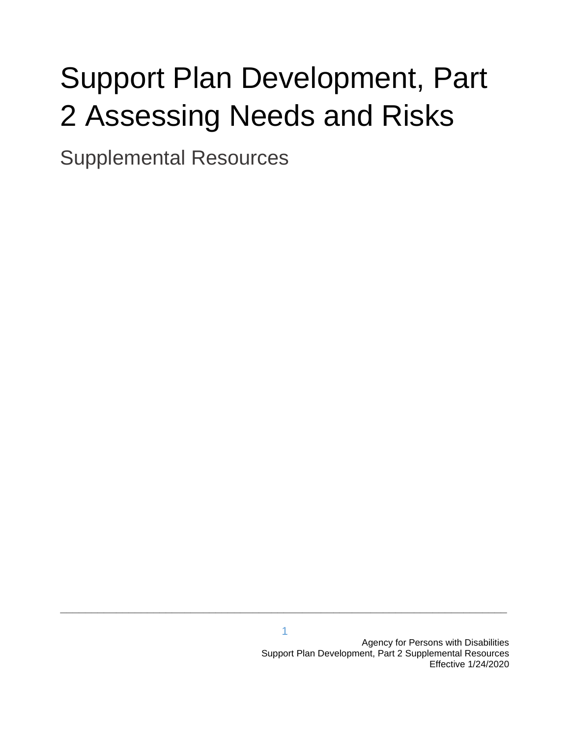# Support Plan Development, Part 2 Assessing Needs and Risks

## Supplemental Resources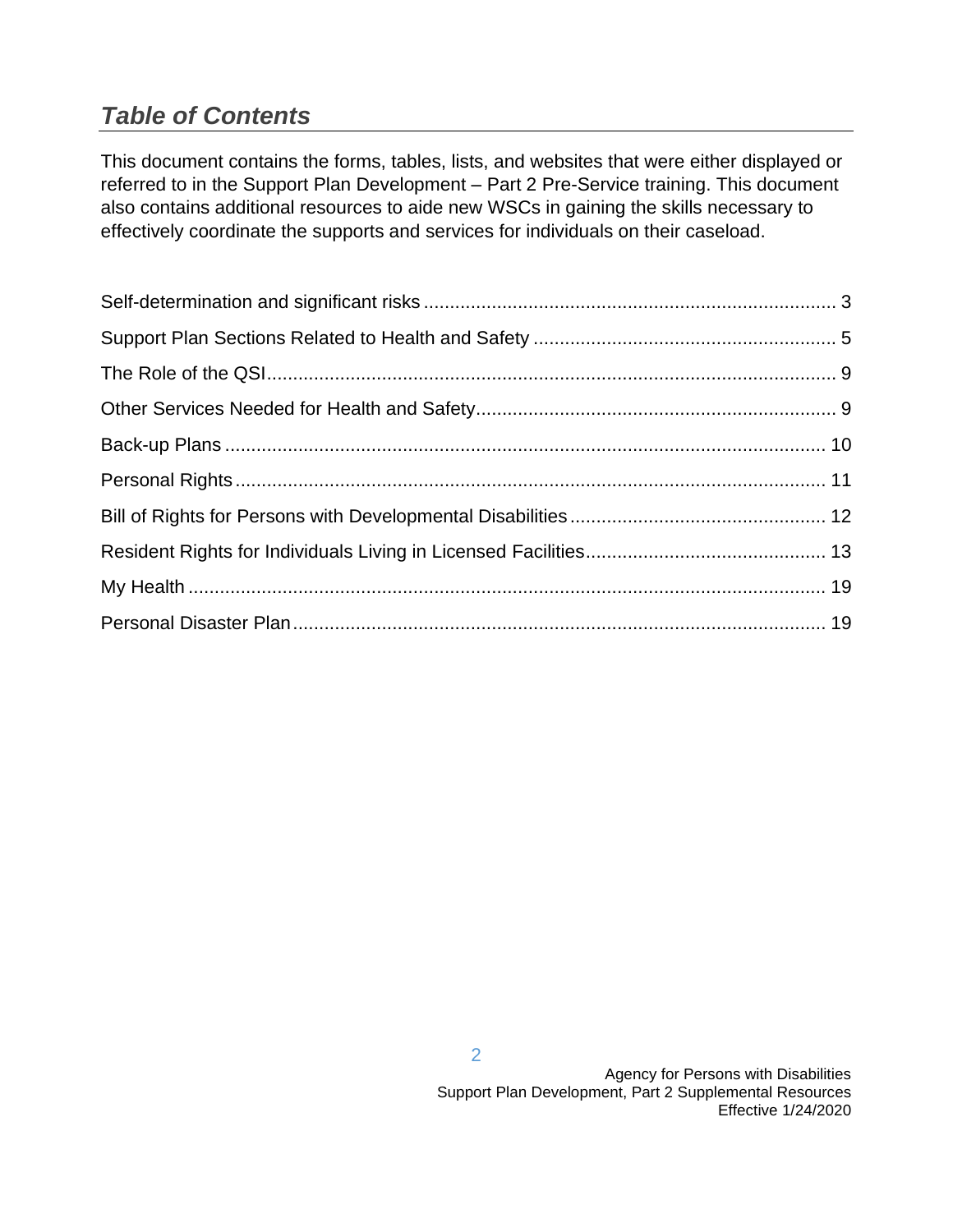## *Table of Contents*

This document contains the forms, tables, lists, and websites that were either displayed or referred to in the Support Plan Development – Part 2 Pre-Service training. This document also contains additional resources to aide new WSCs in gaining the skills necessary to effectively coordinate the supports and services for individuals on their caseload.

Self-determination and significant risks ............................................................................... 3

Support Plan Sections Related to Health and Safety .......................................................... 5

The Role of the QSI.............................................................................................................. 9

Other Services Needed for Health and Safety..................................................................... 9

Back-up Plans .................................................................................................................... 10

Personal Rights .................................................................................................................. 11

Bill of Rights for Persons with Developmental Disabilities ................................................. 12

Resident Rights for Individuals Living in Licensed Facilities.............................................. 13

My Health ........................................................................................................................... 19

Personal Disaster Plan ....................................................................................................... 19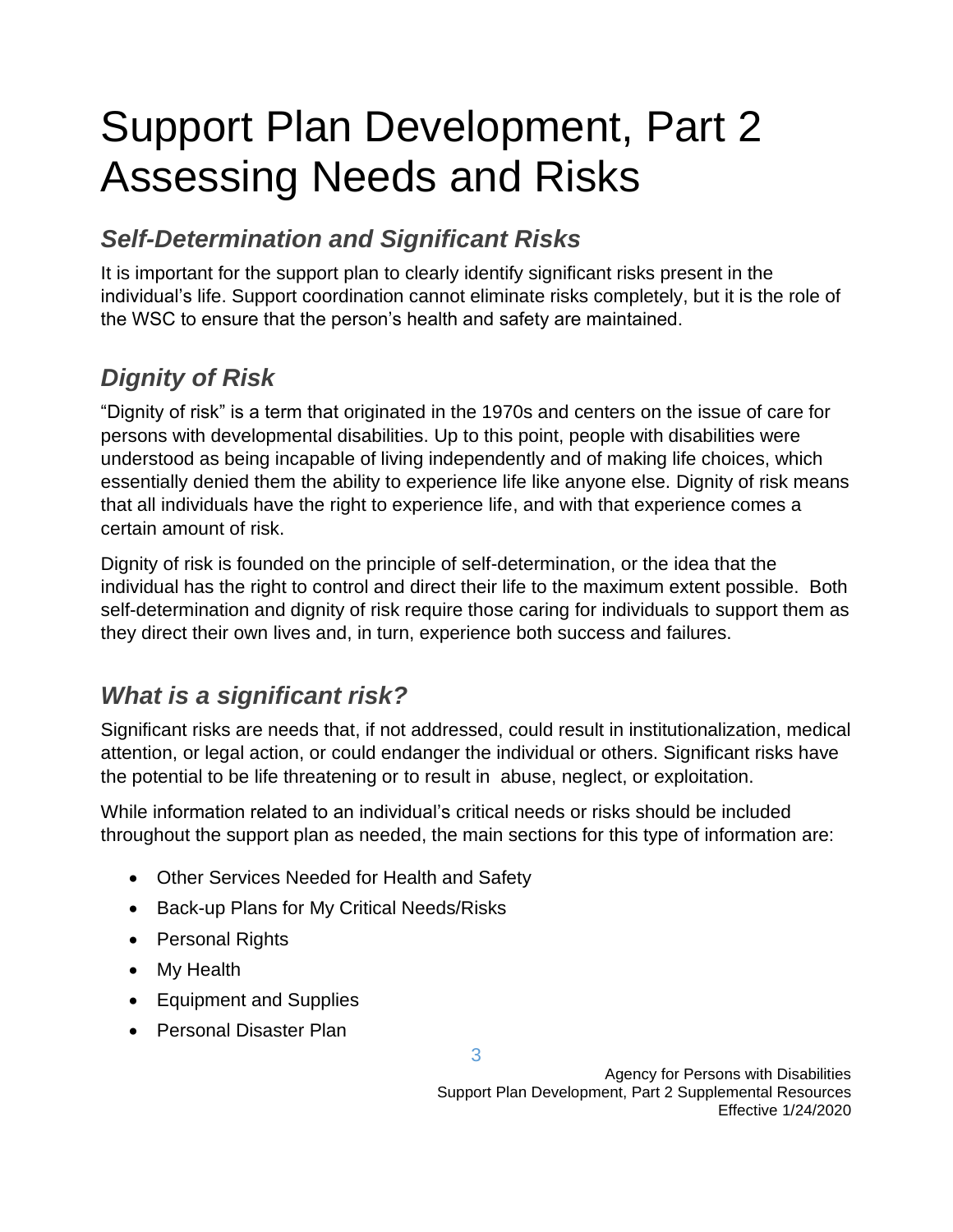# Support Plan Development, Part 2 Assessing Needs and Risks

## *Self-Determination and Significant Risks*

It is important for the support plan to clearly identify significant risks present in the individual's life. Support coordination cannot eliminate risks completely, but it is the role of the WSC to ensure that the person's health and safety are maintained.

## *Dignity of Risk*

"Dignity of risk" is a term that originated in the 1970s and centers on the issue of care for persons with developmental disabilities. Up to this point, people with disabilities were understood as being incapable of living independently and of making life choices, which essentially denied them the ability to experience life like anyone else. Dignity of risk means that all individuals have the right to experience life, and with that experience comes a certain amount of risk.

Dignity of risk is founded on the principle of self-determination, or the idea that the individual has the right to control and direct their life to the maximum extent possible. Both self-determination and dignity of risk require those caring for individuals to support them as they direct their own lives and, in turn, experience both success and failures.

## *What is a significant risk?*

Significant risks are needs that, if not addressed, could result in institutionalization, medical attention, or legal action, or could endanger the individual or others. Significant risks have the potential to be life threatening or to result in abuse, neglect, or exploitation.

While information related to an individual's critical needs or risks should be included throughout the support plan as needed, the main sections for this type of information are:

- Other Services Needed for Health and Safety
- Back-up Plans for My Critical Needs/Risks
- Personal Rights
- My Health
- Equipment and Supplies
- Personal Disaster Plan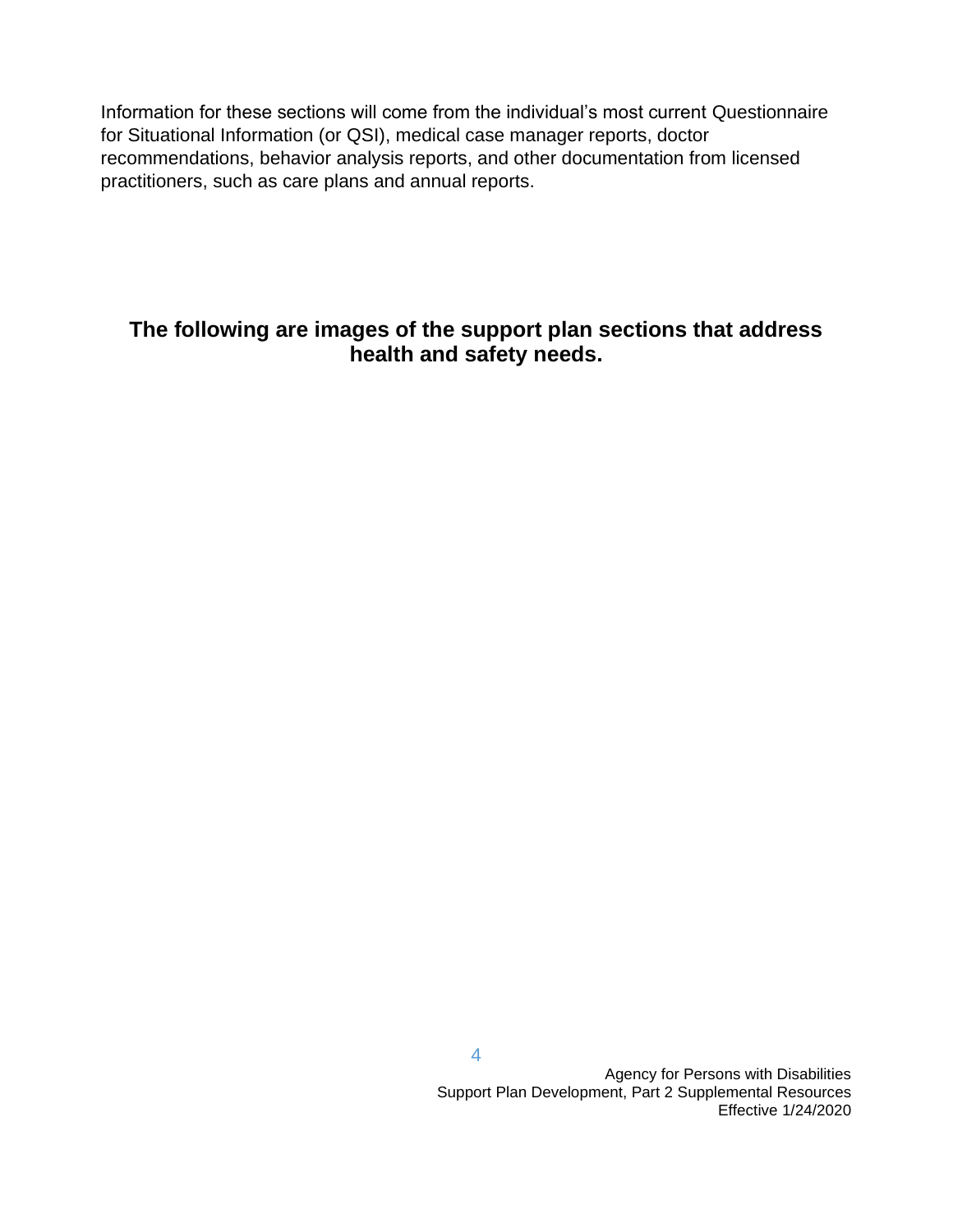Information for these sections will come from the individual's most current Questionnaire for Situational Information (or QSI), medical case manager reports, doctor recommendations, behavior analysis reports, and other documentation from licensed practitioners, such as care plans and annual reports.

**The following are images of the support plan sections that address health and safety needs.**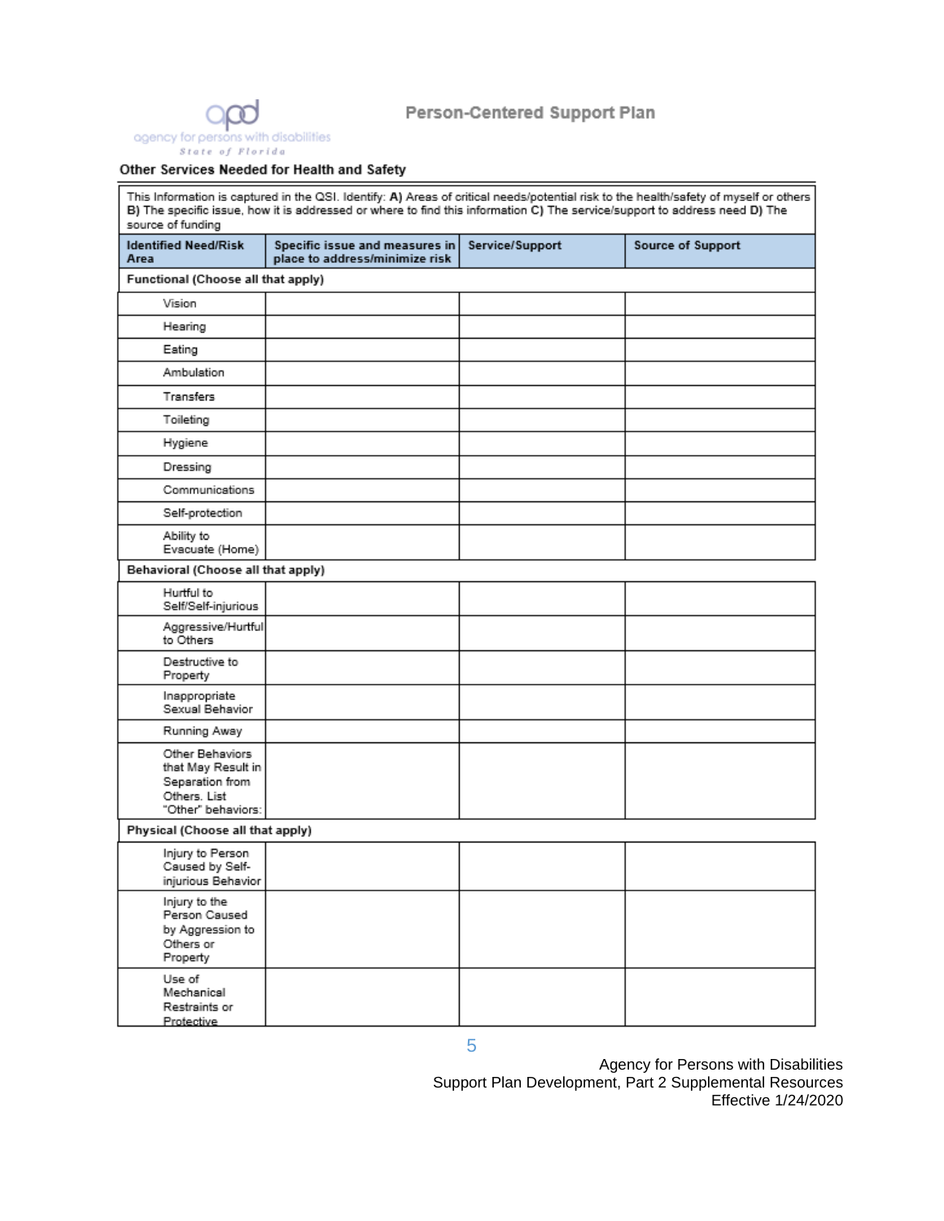# Person-Centered Support Plan

## Other Services Needed for Health and Safety

This Information is captured in the QSI. Identify: **A)** Areas of critical needs/potential risk to the health/safety of myself or others **B)** The specific issue, how it is addressed or where to find this information **C)** The service/support to address need **D)** The source of funding

| Identified Need/Risk Area | Specific issue and measures in place to address/minimize risk | Service/Support | Source of Support |
|---|---|---|---|
| **Functional (Choose all that apply)** | | | |
| Vision | | | |
| Hearing | | | |
| Eating | | | |
| Ambulation | | | |
| Transfers | | | |
| Toileting | | | |
| Hygiene | | | |
| Dressing | | | |
| Communications | | | |
| Self-protection | | | |
| Ability to Evacuate (Home) | | | |
| **Behavioral (Choose all that apply)** | | | |
| Hurtful to Self/Self-injurious | | | |
| Aggressive/Hurtful to Others | | | |
| Destructive to Property | | | |
| Inappropriate Sexual Behavior | | | |
| Running Away | | | |
| Other Behaviors that May Result in Separation from Others. List "Other" behaviors: | | | |
| **Physical (Choose all that apply)** | | | |
| Injury to Person Caused by Self-injurious Behavior | | | |
| Injury to the Person Caused by Aggression to Others or Property | | | |
| Use of Mechanical Restraints or Protective | | | |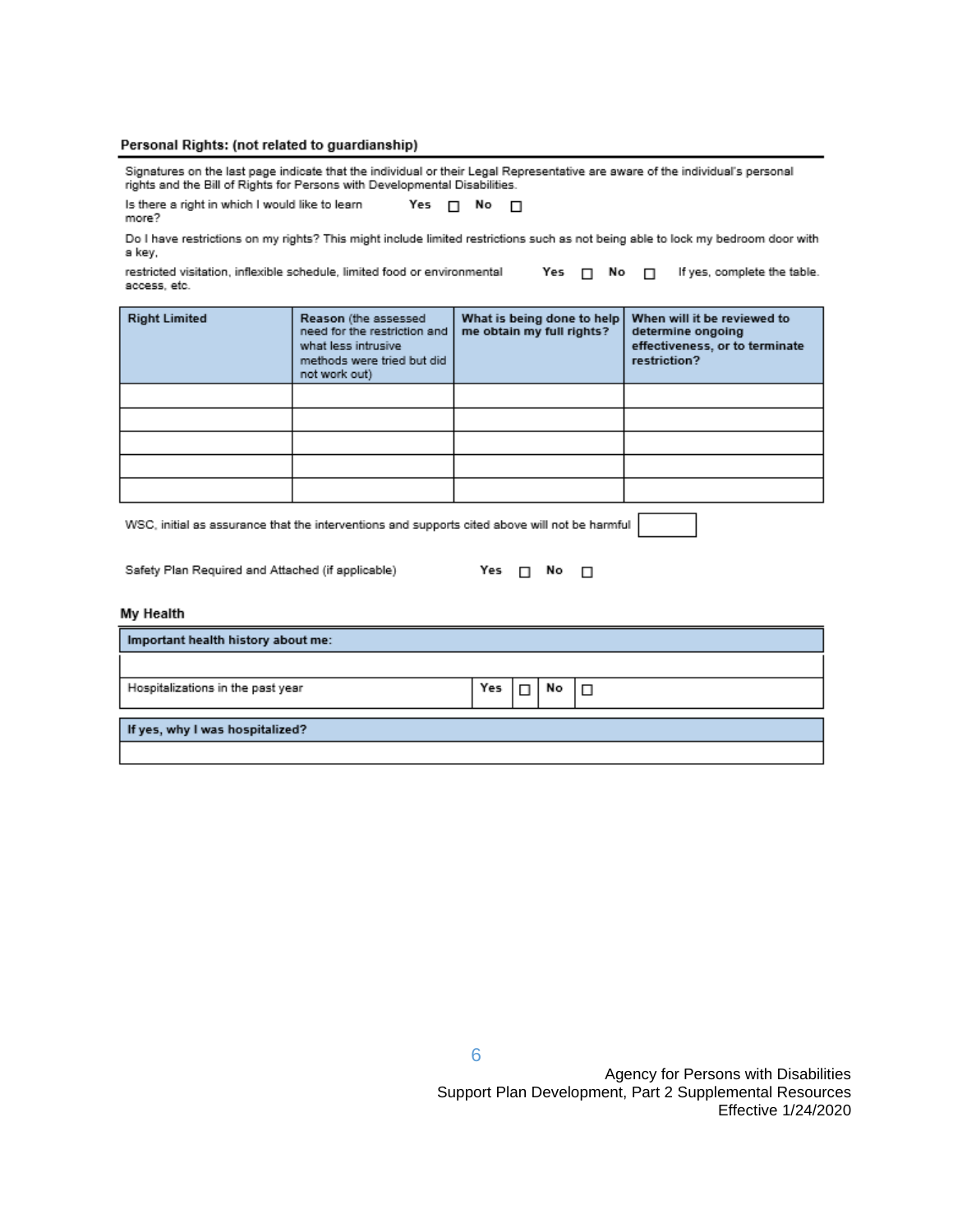### Personal Rights: (not related to guardianship)

Signatures on the last page indicate that the individual or their Legal Representative are aware of the individual's personal rights and the Bill of Rights for Persons with Developmental Disabilities.

Is there a right in which I would like to learn more? **Yes** ☐ **No** ☐

Do I have restrictions on my rights? This might include limited restrictions such as not being able to lock my bedroom door with a key, restricted visitation, inflexible schedule, limited food or environmental access, etc. **Yes** ☐ **No** ☐ If yes, complete the table.

| **Right Limited** | **Reason** (the assessed need for the restriction and what less intrusive methods were tried but did not work out) | **What is being done to help me obtain my full rights?** | **When will it be reviewed to determine ongoing effectiveness, or to terminate restriction?** |
|---|---|---|---|
| | | | |
| | | | |
| | | | |
| | | | |
| | | | |

WSC, initial as assurance that the interventions and supports cited above will not be harmful ☐

Safety Plan Required and Attached (if applicable) **Yes** ☐ **No** ☐

### My Health

| **Important health history about me:** | | | | |
|---|---|---|---|---|
| | | | | |
| Hospitalizations in the past year | **Yes** | ☐ | **No** | ☐ |

| **If yes, why I was hospitalized?** |
|---|
| |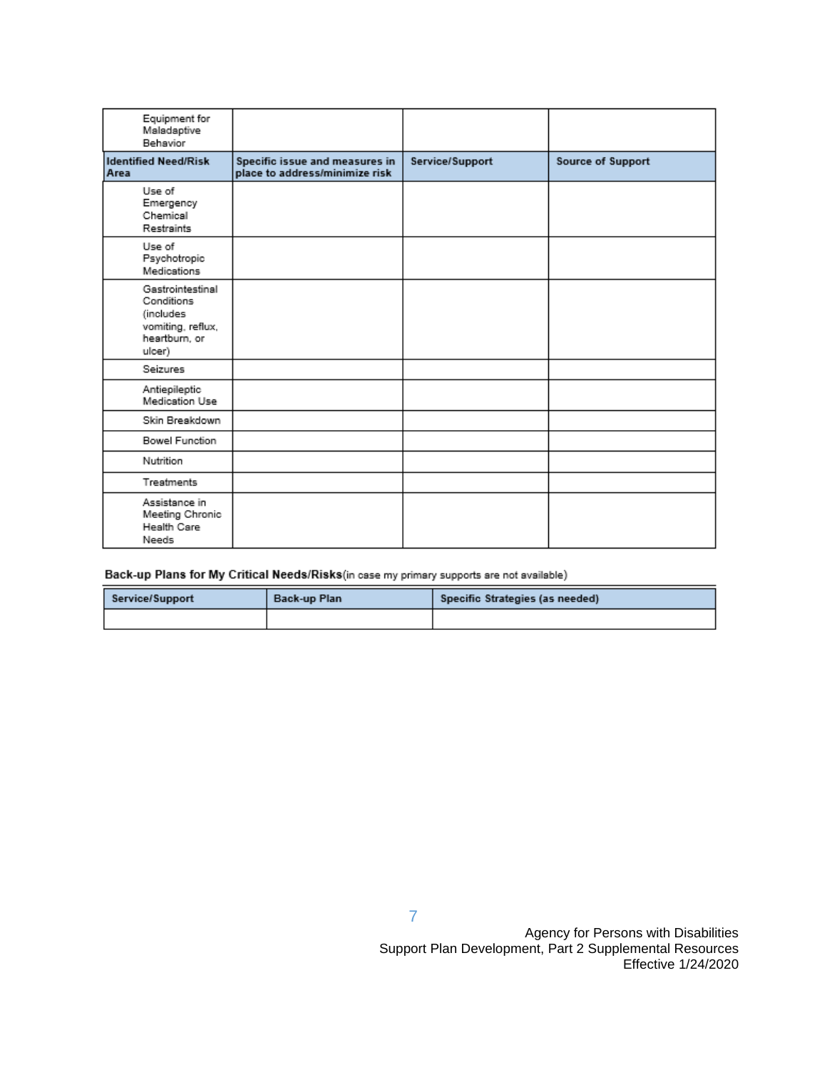| Equipment for Maladaptive Behavior | | | |
|---|---|---|---|
| **Identified Need/Risk Area** | **Specific issue and measures in place to address/minimize risk** | **Service/Support** | **Source of Support** |
| Use of Emergency Chemical Restraints | | | |
| Use of Psychotropic Medications | | | |
| Gastrointestinal Conditions (includes vomiting, reflux, heartburn, or ulcer) | | | |
| Seizures | | | |
| Antiepileptic Medication Use | | | |
| Skin Breakdown | | | |
| Bowel Function | | | |
| Nutrition | | | |
| Treatments | | | |
| Assistance in Meeting Chronic Health Care Needs | | | |

**Back-up Plans for My Critical Needs/Risks** (in case my primary supports are not available)

| Service/Support | Back-up Plan | Specific Strategies (as needed) |
|---|---|---|
| | | |

Agency for Persons with Disabilities
Support Plan Development, Part 2 Supplemental Resources
Effective 1/24/2020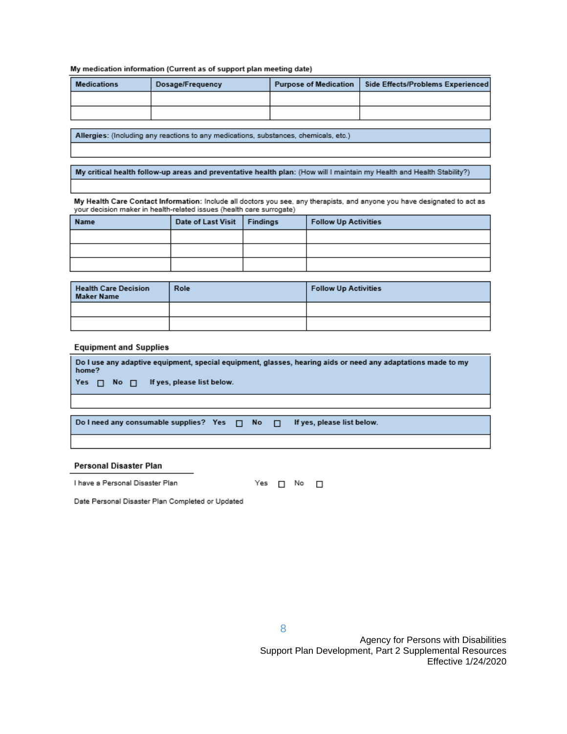**My medication information (Current as of support plan meeting date)**

| Medications | Dosage/Frequency | Purpose of Medication | Side Effects/Problems Experienced |
|---|---|---|---|
| | | | |
| | | | |

| **Allergies:** (Including any reactions to any medications, substances, chemicals, etc.) |
|---|
| |

| **My critical health follow-up areas and preventative health plan:** (How will I maintain my Health and Health Stability?) |
|---|
| |

**My Health Care Contact Information:** Include all doctors you see, any therapists, and anyone you have designated to act as your decision maker in health-related issues (health care surrogate)

| Name | Date of Last Visit | Findings | Follow Up Activities |
|---|---|---|---|
| | | | |
| | | | |
| | | | |

| Health Care Decision Maker Name | Role | Follow Up Activities |
|---|---|---|
| | | |
| | | |

### Equipment and Supplies

| **Do I use any adaptive equipment, special equipment, glasses, hearing aids or need any adaptations made to my home?** Yes ☐ No ☐ If yes, please list below. |
|---|
| |

| **Do I need any consumable supplies?** Yes ☐ No ☐ If yes, please list below. |
|---|
| |

### Personal Disaster Plan

I have a Personal Disaster Plan Yes ☐ No ☐

Date Personal Disaster Plan Completed or Updated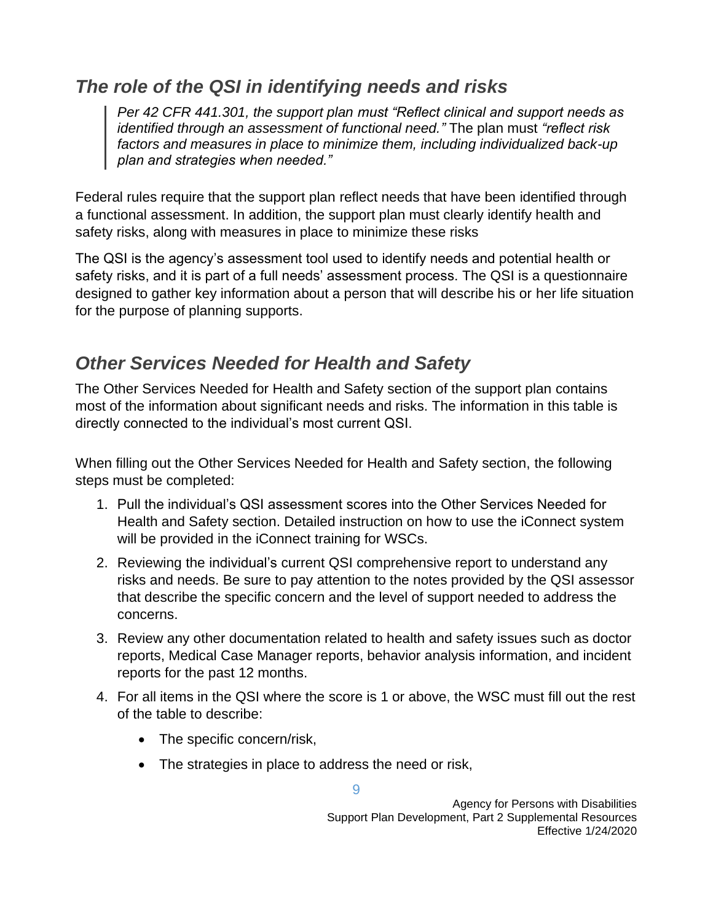## *The role of the QSI in identifying needs and risks*

> *Per 42 CFR 441.301, the support plan must "Reflect clinical and support needs as identified through an assessment of functional need."* The plan must *"reflect risk factors and measures in place to minimize them, including individualized back-up plan and strategies when needed."*

Federal rules require that the support plan reflect needs that have been identified through a functional assessment. In addition, the support plan must clearly identify health and safety risks, along with measures in place to minimize these risks

The QSI is the agency's assessment tool used to identify needs and potential health or safety risks, and it is part of a full needs' assessment process. The QSI is a questionnaire designed to gather key information about a person that will describe his or her life situation for the purpose of planning supports.

## *Other Services Needed for Health and Safety*

The Other Services Needed for Health and Safety section of the support plan contains most of the information about significant needs and risks. The information in this table is directly connected to the individual's most current QSI.

When filling out the Other Services Needed for Health and Safety section, the following steps must be completed:

1. Pull the individual's QSI assessment scores into the Other Services Needed for Health and Safety section. Detailed instruction on how to use the iConnect system will be provided in the iConnect training for WSCs.
2. Reviewing the individual's current QSI comprehensive report to understand any risks and needs. Be sure to pay attention to the notes provided by the QSI assessor that describe the specific concern and the level of support needed to address the concerns.
3. Review any other documentation related to health and safety issues such as doctor reports, Medical Case Manager reports, behavior analysis information, and incident reports for the past 12 months.
4. For all items in the QSI where the score is 1 or above, the WSC must fill out the rest of the table to describe:
   - The specific concern/risk,
   - The strategies in place to address the need or risk,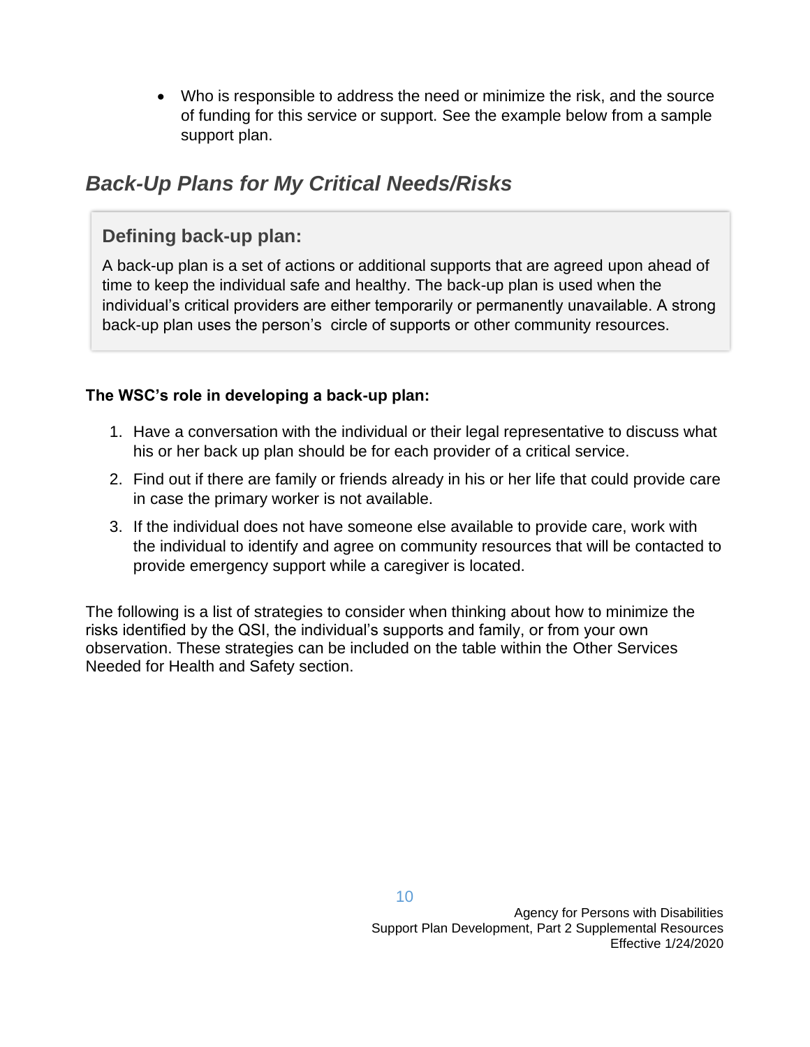- Who is responsible to address the need or minimize the risk, and the source of funding for this service or support. See the example below from a sample support plan.

## *Back-Up Plans for My Critical Needs/Risks*

### Defining back-up plan:

A back-up plan is a set of actions or additional supports that are agreed upon ahead of time to keep the individual safe and healthy. The back-up plan is used when the individual's critical providers are either temporarily or permanently unavailable. A strong back-up plan uses the person's circle of supports or other community resources.

**The WSC's role in developing a back-up plan:**

1. Have a conversation with the individual or their legal representative to discuss what his or her back up plan should be for each provider of a critical service.
2. Find out if there are family or friends already in his or her life that could provide care in case the primary worker is not available.
3. If the individual does not have someone else available to provide care, work with the individual to identify and agree on community resources that will be contacted to provide emergency support while a caregiver is located.

The following is a list of strategies to consider when thinking about how to minimize the risks identified by the QSI, the individual's supports and family, or from your own observation. These strategies can be included on the table within the Other Services Needed for Health and Safety section.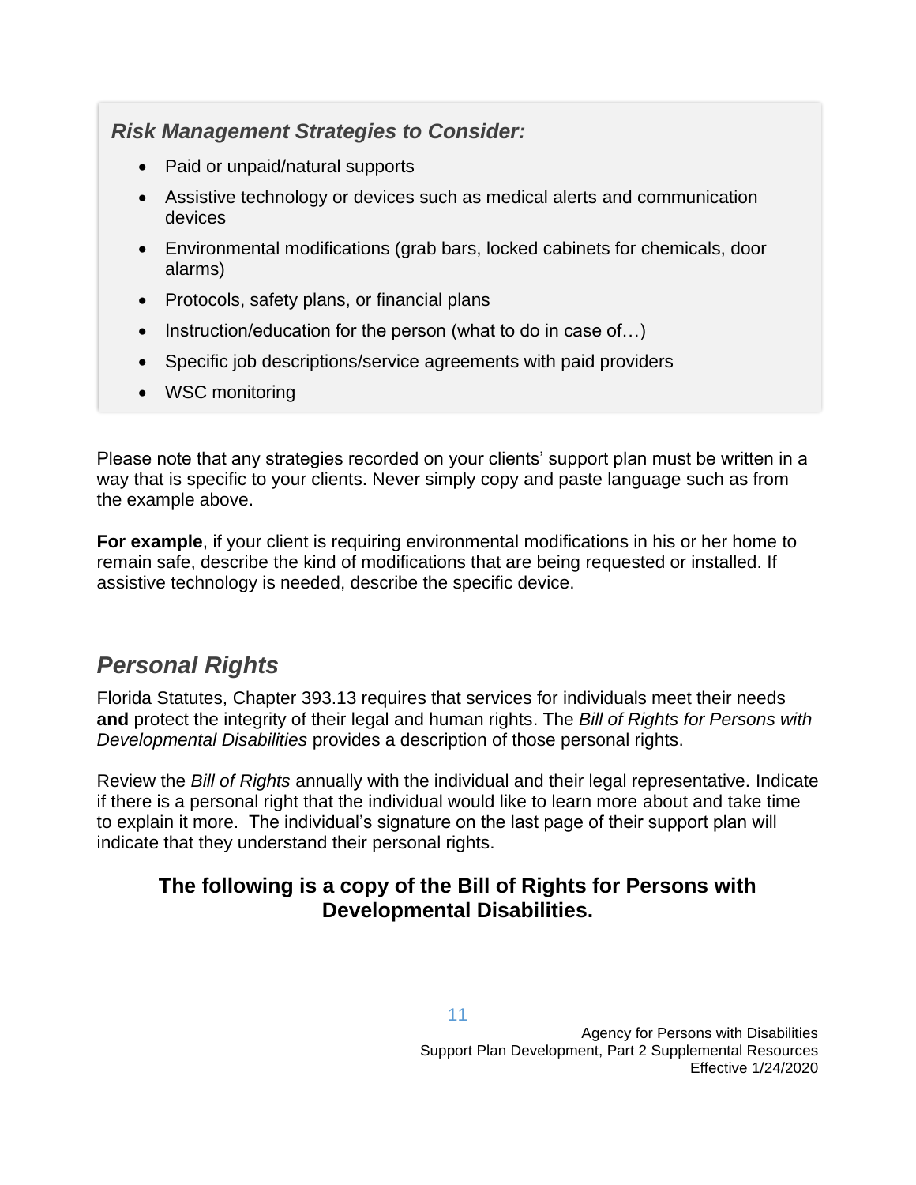***Risk Management Strategies to Consider:***

- Paid or unpaid/natural supports
- Assistive technology or devices such as medical alerts and communication devices
- Environmental modifications (grab bars, locked cabinets for chemicals, door alarms)
- Protocols, safety plans, or financial plans
- Instruction/education for the person (what to do in case of…)
- Specific job descriptions/service agreements with paid providers
- WSC monitoring

Please note that any strategies recorded on your clients' support plan must be written in a way that is specific to your clients. Never simply copy and paste language such as from the example above.

**For example**, if your client is requiring environmental modifications in his or her home to remain safe, describe the kind of modifications that are being requested or installed. If assistive technology is needed, describe the specific device.

## *Personal Rights*

Florida Statutes, Chapter 393.13 requires that services for individuals meet their needs **and** protect the integrity of their legal and human rights. The *Bill of Rights for Persons with Developmental Disabilities* provides a description of those personal rights.

Review the *Bill of Rights* annually with the individual and their legal representative. Indicate if there is a personal right that the individual would like to learn more about and take time to explain it more. The individual's signature on the last page of their support plan will indicate that they understand their personal rights.

**The following is a copy of the Bill of Rights for Persons with Developmental Disabilities.**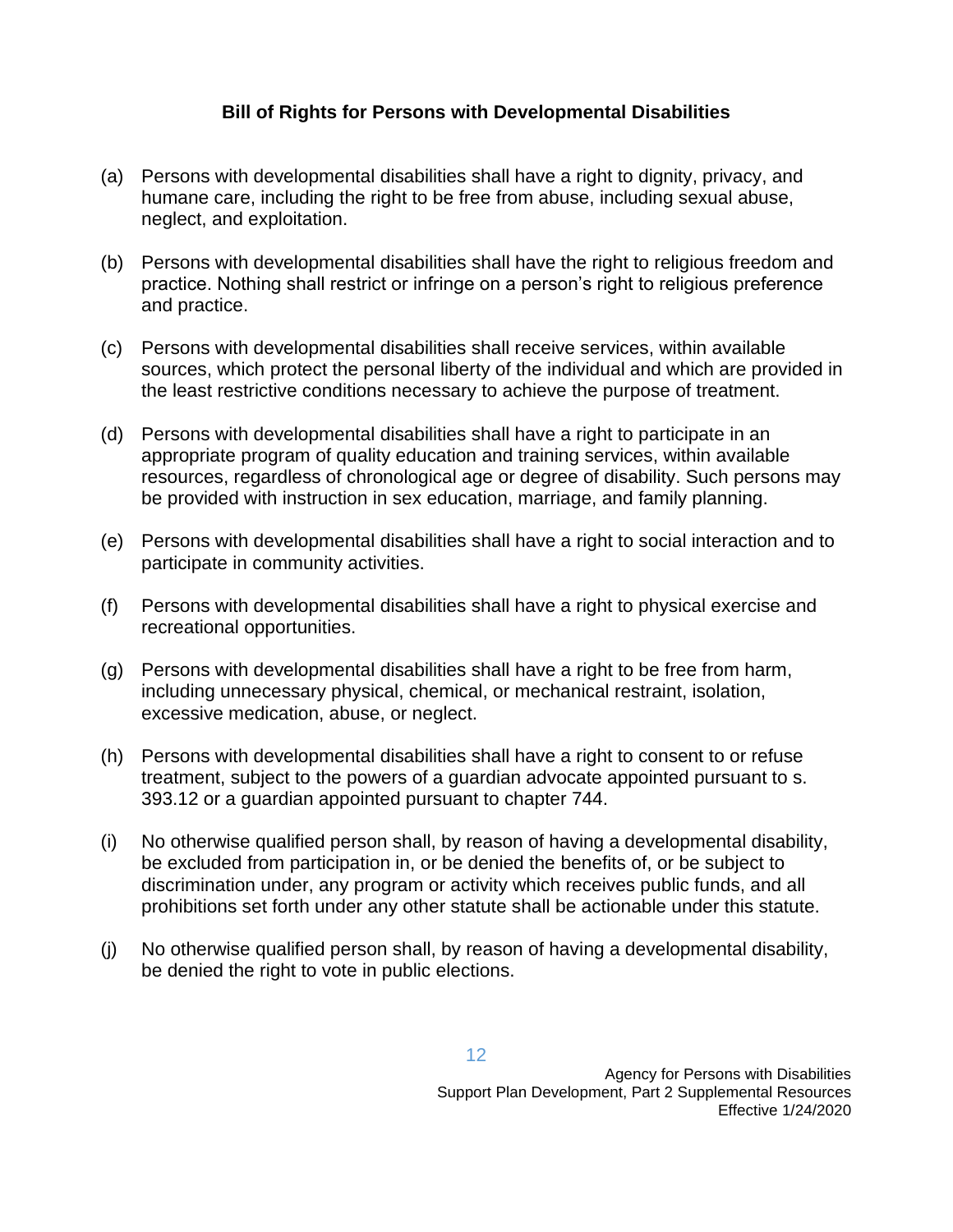## Bill of Rights for Persons with Developmental Disabilities

(a) Persons with developmental disabilities shall have a right to dignity, privacy, and humane care, including the right to be free from abuse, including sexual abuse, neglect, and exploitation.

(b) Persons with developmental disabilities shall have the right to religious freedom and practice. Nothing shall restrict or infringe on a person's right to religious preference and practice.

(c) Persons with developmental disabilities shall receive services, within available sources, which protect the personal liberty of the individual and which are provided in the least restrictive conditions necessary to achieve the purpose of treatment.

(d) Persons with developmental disabilities shall have a right to participate in an appropriate program of quality education and training services, within available resources, regardless of chronological age or degree of disability. Such persons may be provided with instruction in sex education, marriage, and family planning.

(e) Persons with developmental disabilities shall have a right to social interaction and to participate in community activities.

(f) Persons with developmental disabilities shall have a right to physical exercise and recreational opportunities.

(g) Persons with developmental disabilities shall have a right to be free from harm, including unnecessary physical, chemical, or mechanical restraint, isolation, excessive medication, abuse, or neglect.

(h) Persons with developmental disabilities shall have a right to consent to or refuse treatment, subject to the powers of a guardian advocate appointed pursuant to s. 393.12 or a guardian appointed pursuant to chapter 744.

(i) No otherwise qualified person shall, by reason of having a developmental disability, be excluded from participation in, or be denied the benefits of, or be subject to discrimination under, any program or activity which receives public funds, and all prohibitions set forth under any other statute shall be actionable under this statute.

(j) No otherwise qualified person shall, by reason of having a developmental disability, be denied the right to vote in public elections.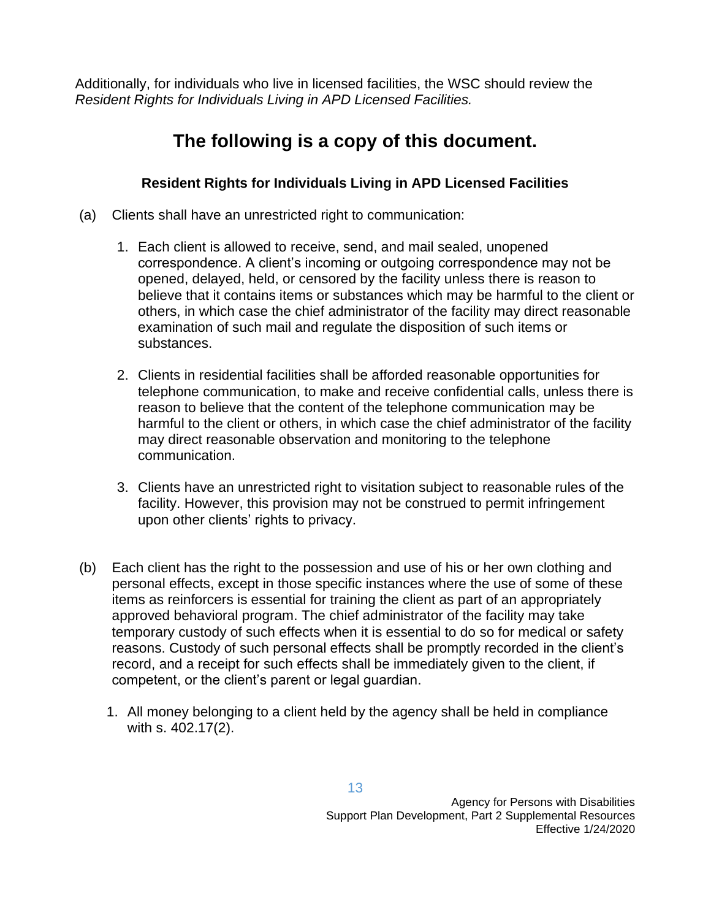Additionally, for individuals who live in licensed facilities, the WSC should review the *Resident Rights for Individuals Living in APD Licensed Facilities.*

## The following is a copy of this document.

### Resident Rights for Individuals Living in APD Licensed Facilities

(a) Clients shall have an unrestricted right to communication:

1. Each client is allowed to receive, send, and mail sealed, unopened correspondence. A client's incoming or outgoing correspondence may not be opened, delayed, held, or censored by the facility unless there is reason to believe that it contains items or substances which may be harmful to the client or others, in which case the chief administrator of the facility may direct reasonable examination of such mail and regulate the disposition of such items or substances.

2. Clients in residential facilities shall be afforded reasonable opportunities for telephone communication, to make and receive confidential calls, unless there is reason to believe that the content of the telephone communication may be harmful to the client or others, in which case the chief administrator of the facility may direct reasonable observation and monitoring to the telephone communication.

3. Clients have an unrestricted right to visitation subject to reasonable rules of the facility. However, this provision may not be construed to permit infringement upon other clients' rights to privacy.

(b) Each client has the right to the possession and use of his or her own clothing and personal effects, except in those specific instances where the use of some of these items as reinforcers is essential for training the client as part of an appropriately approved behavioral program. The chief administrator of the facility may take temporary custody of such effects when it is essential to do so for medical or safety reasons. Custody of such personal effects shall be promptly recorded in the client's record, and a receipt for such effects shall be immediately given to the client, if competent, or the client's parent or legal guardian.

1. All money belonging to a client held by the agency shall be held in compliance with s. 402.17(2).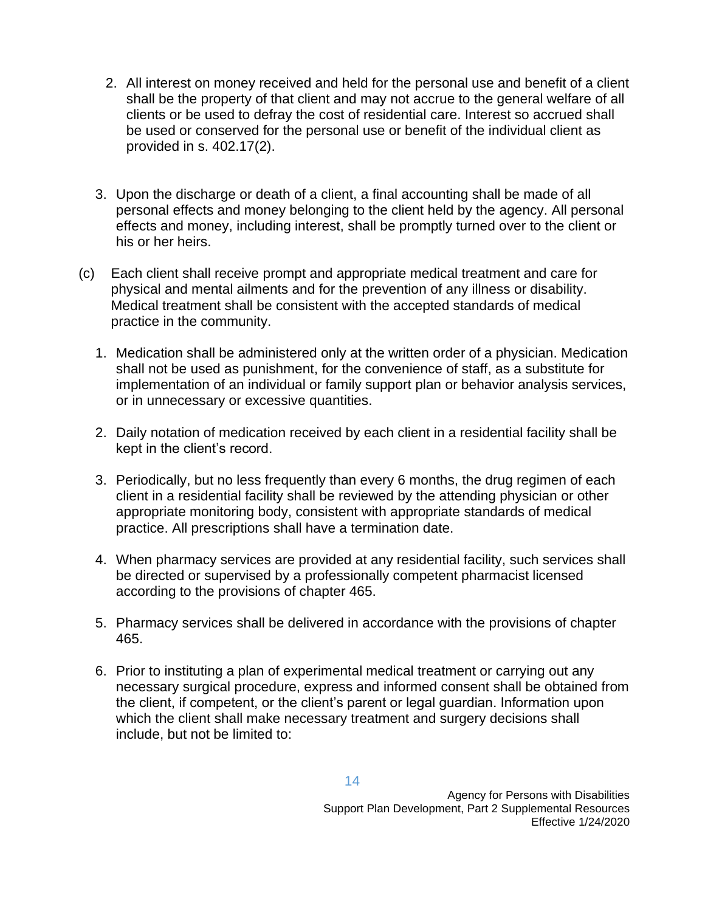2. All interest on money received and held for the personal use and benefit of a client shall be the property of that client and may not accrue to the general welfare of all clients or be used to defray the cost of residential care. Interest so accrued shall be used or conserved for the personal use or benefit of the individual client as provided in s. 402.17(2).

3. Upon the discharge or death of a client, a final accounting shall be made of all personal effects and money belonging to the client held by the agency. All personal effects and money, including interest, shall be promptly turned over to the client or his or her heirs.

(c) Each client shall receive prompt and appropriate medical treatment and care for physical and mental ailments and for the prevention of any illness or disability. Medical treatment shall be consistent with the accepted standards of medical practice in the community.

1. Medication shall be administered only at the written order of a physician. Medication shall not be used as punishment, for the convenience of staff, as a substitute for implementation of an individual or family support plan or behavior analysis services, or in unnecessary or excessive quantities.

2. Daily notation of medication received by each client in a residential facility shall be kept in the client's record.

3. Periodically, but no less frequently than every 6 months, the drug regimen of each client in a residential facility shall be reviewed by the attending physician or other appropriate monitoring body, consistent with appropriate standards of medical practice. All prescriptions shall have a termination date.

4. When pharmacy services are provided at any residential facility, such services shall be directed or supervised by a professionally competent pharmacist licensed according to the provisions of chapter 465.

5. Pharmacy services shall be delivered in accordance with the provisions of chapter 465.

6. Prior to instituting a plan of experimental medical treatment or carrying out any necessary surgical procedure, express and informed consent shall be obtained from the client, if competent, or the client's parent or legal guardian. Information upon which the client shall make necessary treatment and surgery decisions shall include, but not be limited to: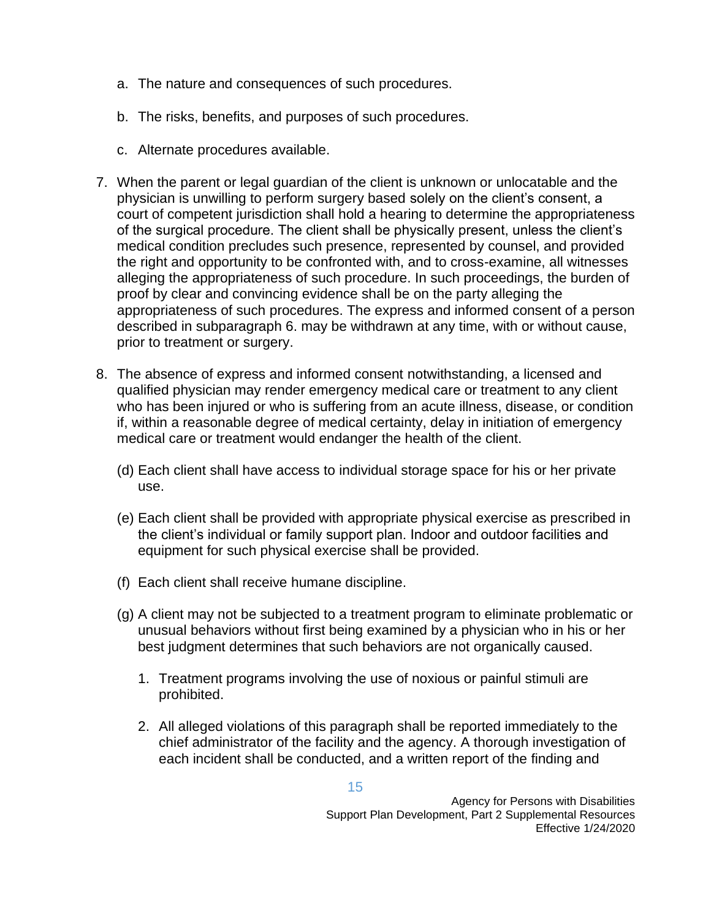a. The nature and consequences of such procedures.

   b. The risks, benefits, and purposes of such procedures.

   c. Alternate procedures available.

7. When the parent or legal guardian of the client is unknown or unlocatable and the physician is unwilling to perform surgery based solely on the client's consent, a court of competent jurisdiction shall hold a hearing to determine the appropriateness of the surgical procedure. The client shall be physically present, unless the client's medical condition precludes such presence, represented by counsel, and provided the right and opportunity to be confronted with, and to cross-examine, all witnesses alleging the appropriateness of such procedure. In such proceedings, the burden of proof by clear and convincing evidence shall be on the party alleging the appropriateness of such procedures. The express and informed consent of a person described in subparagraph 6. may be withdrawn at any time, with or without cause, prior to treatment or surgery.

8. The absence of express and informed consent notwithstanding, a licensed and qualified physician may render emergency medical care or treatment to any client who has been injured or who is suffering from an acute illness, disease, or condition if, within a reasonable degree of medical certainty, delay in initiation of emergency medical care or treatment would endanger the health of the client.

(d) Each client shall have access to individual storage space for his or her private use.

(e) Each client shall be provided with appropriate physical exercise as prescribed in the client's individual or family support plan. Indoor and outdoor facilities and equipment for such physical exercise shall be provided.

(f) Each client shall receive humane discipline.

(g) A client may not be subjected to a treatment program to eliminate problematic or unusual behaviors without first being examined by a physician who in his or her best judgment determines that such behaviors are not organically caused.

   1. Treatment programs involving the use of noxious or painful stimuli are prohibited.

   2. All alleged violations of this paragraph shall be reported immediately to the chief administrator of the facility and the agency. A thorough investigation of each incident shall be conducted, and a written report of the finding and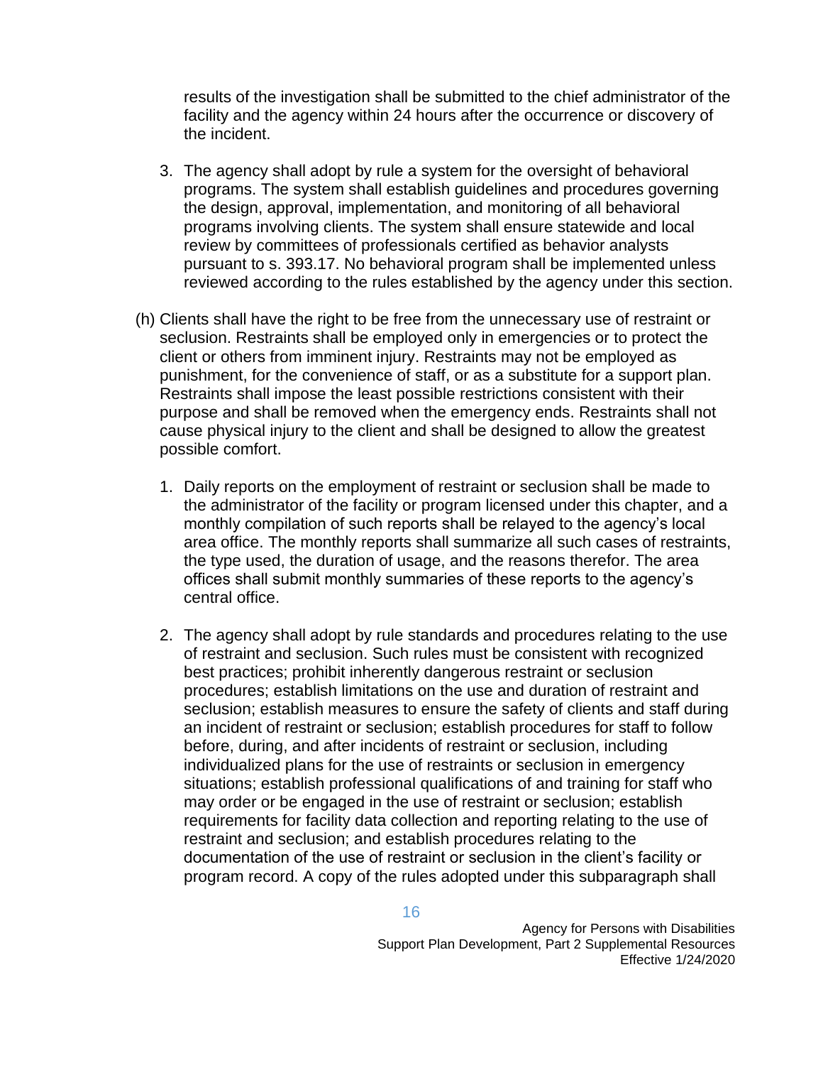results of the investigation shall be submitted to the chief administrator of the facility and the agency within 24 hours after the occurrence or discovery of the incident.

3. The agency shall adopt by rule a system for the oversight of behavioral programs. The system shall establish guidelines and procedures governing the design, approval, implementation, and monitoring of all behavioral programs involving clients. The system shall ensure statewide and local review by committees of professionals certified as behavior analysts pursuant to s. 393.17. No behavioral program shall be implemented unless reviewed according to the rules established by the agency under this section.

(h) Clients shall have the right to be free from the unnecessary use of restraint or seclusion. Restraints shall be employed only in emergencies or to protect the client or others from imminent injury. Restraints may not be employed as punishment, for the convenience of staff, or as a substitute for a support plan. Restraints shall impose the least possible restrictions consistent with their purpose and shall be removed when the emergency ends. Restraints shall not cause physical injury to the client and shall be designed to allow the greatest possible comfort.

1. Daily reports on the employment of restraint or seclusion shall be made to the administrator of the facility or program licensed under this chapter, and a monthly compilation of such reports shall be relayed to the agency's local area office. The monthly reports shall summarize all such cases of restraints, the type used, the duration of usage, and the reasons therefor. The area offices shall submit monthly summaries of these reports to the agency's central office.

2. The agency shall adopt by rule standards and procedures relating to the use of restraint and seclusion. Such rules must be consistent with recognized best practices; prohibit inherently dangerous restraint or seclusion procedures; establish limitations on the use and duration of restraint and seclusion; establish measures to ensure the safety of clients and staff during an incident of restraint or seclusion; establish procedures for staff to follow before, during, and after incidents of restraint or seclusion, including individualized plans for the use of restraints or seclusion in emergency situations; establish professional qualifications of and training for staff who may order or be engaged in the use of restraint or seclusion; establish requirements for facility data collection and reporting relating to the use of restraint and seclusion; and establish procedures relating to the documentation of the use of restraint or seclusion in the client's facility or program record. A copy of the rules adopted under this subparagraph shall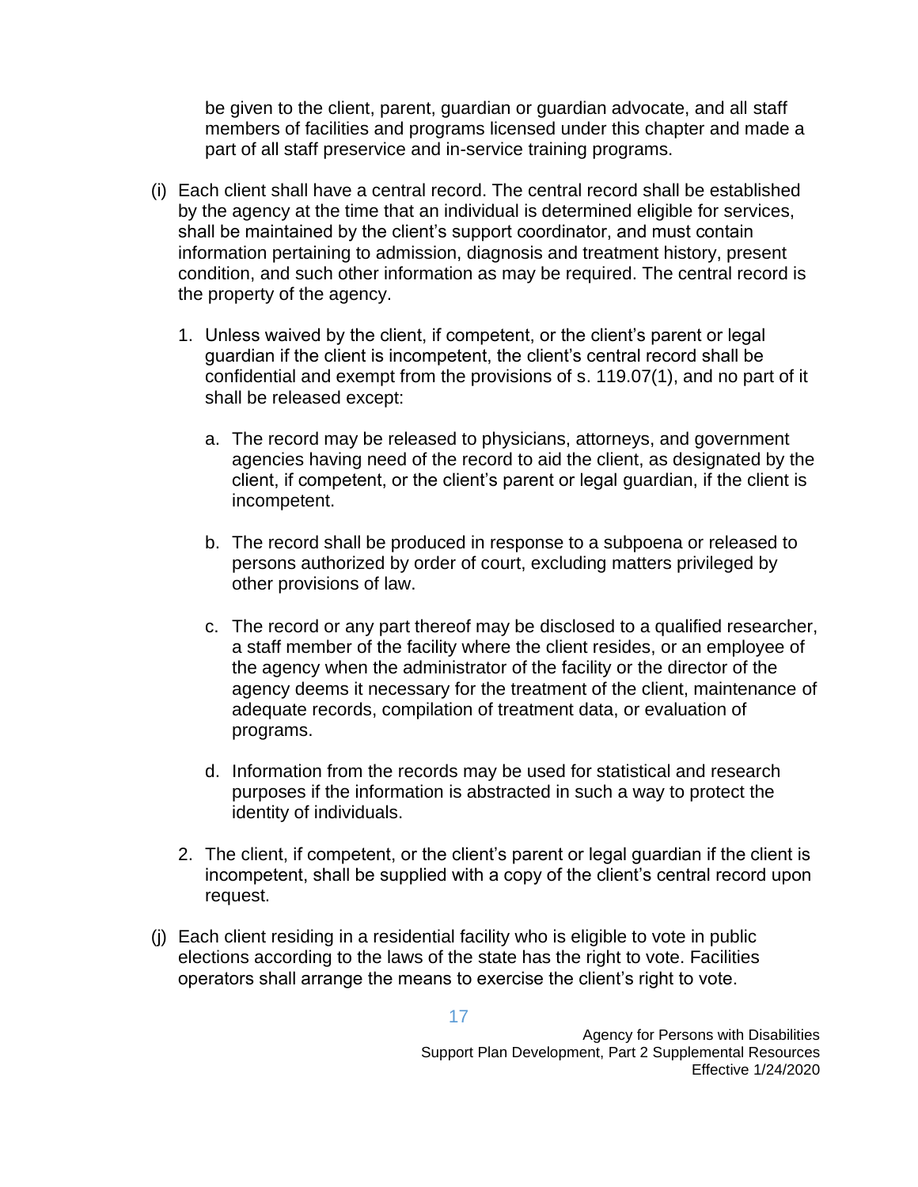be given to the client, parent, guardian or guardian advocate, and all staff members of facilities and programs licensed under this chapter and made a part of all staff preservice and in-service training programs.

(i) Each client shall have a central record. The central record shall be established by the agency at the time that an individual is determined eligible for services, shall be maintained by the client's support coordinator, and must contain information pertaining to admission, diagnosis and treatment history, present condition, and such other information as may be required. The central record is the property of the agency.

   1. Unless waived by the client, if competent, or the client's parent or legal guardian if the client is incompetent, the client's central record shall be confidential and exempt from the provisions of s. 119.07(1), and no part of it shall be released except:

      a. The record may be released to physicians, attorneys, and government agencies having need of the record to aid the client, as designated by the client, if competent, or the client's parent or legal guardian, if the client is incompetent.

      b. The record shall be produced in response to a subpoena or released to persons authorized by order of court, excluding matters privileged by other provisions of law.

      c. The record or any part thereof may be disclosed to a qualified researcher, a staff member of the facility where the client resides, or an employee of the agency when the administrator of the facility or the director of the agency deems it necessary for the treatment of the client, maintenance of adequate records, compilation of treatment data, or evaluation of programs.

      d. Information from the records may be used for statistical and research purposes if the information is abstracted in such a way to protect the identity of individuals.

   2. The client, if competent, or the client's parent or legal guardian if the client is incompetent, shall be supplied with a copy of the client's central record upon request.

(j) Each client residing in a residential facility who is eligible to vote in public elections according to the laws of the state has the right to vote. Facilities operators shall arrange the means to exercise the client's right to vote.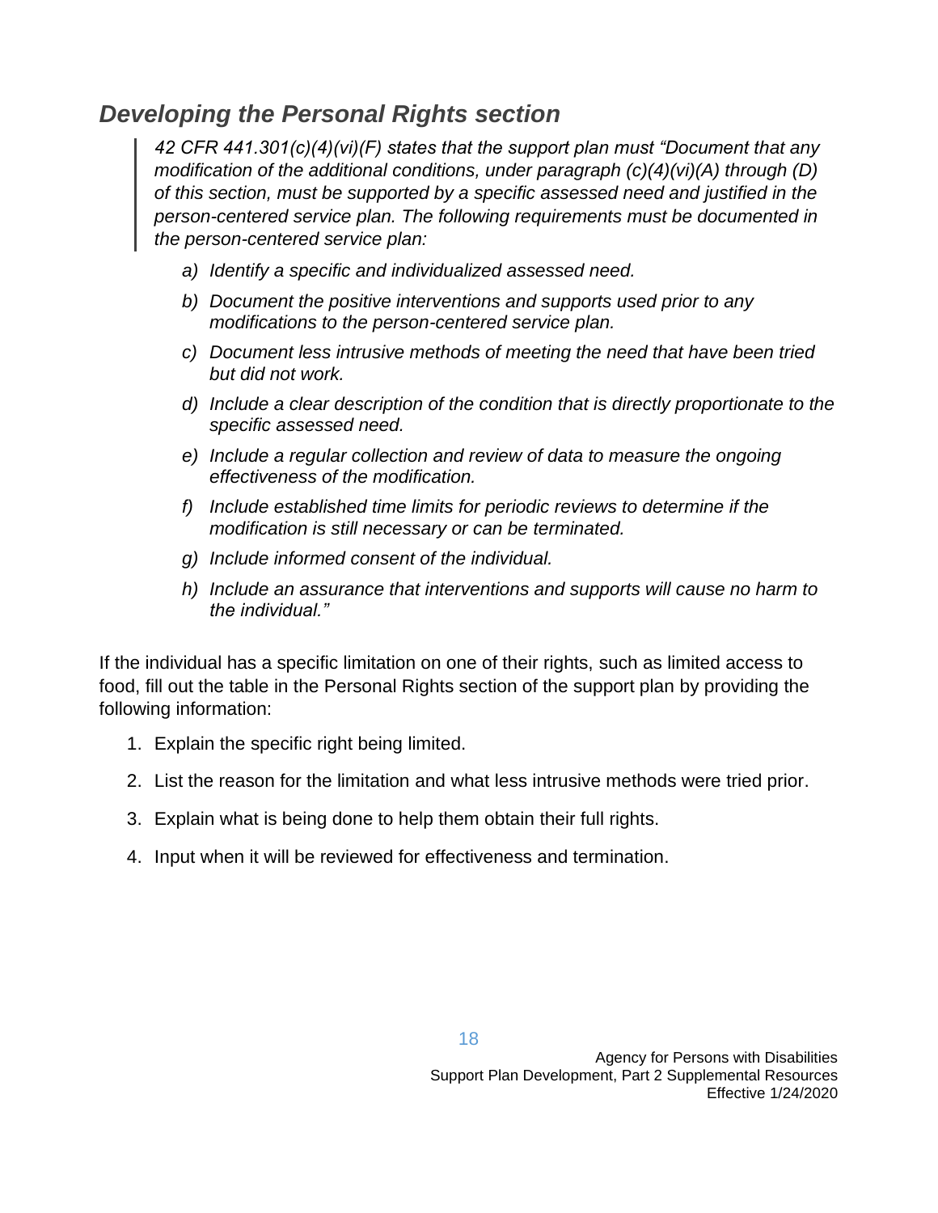## *Developing the Personal Rights section*

> *42 CFR 441.301(c)(4)(vi)(F) states that the support plan must "Document that any modification of the additional conditions, under paragraph (c)(4)(vi)(A) through (D) of this section, must be supported by a specific assessed need and justified in the person-centered service plan. The following requirements must be documented in the person-centered service plan:*
>
> *a) Identify a specific and individualized assessed need.*
>
> *b) Document the positive interventions and supports used prior to any modifications to the person-centered service plan.*
>
> *c) Document less intrusive methods of meeting the need that have been tried but did not work.*
>
> *d) Include a clear description of the condition that is directly proportionate to the specific assessed need.*
>
> *e) Include a regular collection and review of data to measure the ongoing effectiveness of the modification.*
>
> *f) Include established time limits for periodic reviews to determine if the modification is still necessary or can be terminated.*
>
> *g) Include informed consent of the individual.*
>
> *h) Include an assurance that interventions and supports will cause no harm to the individual."*

If the individual has a specific limitation on one of their rights, such as limited access to food, fill out the table in the Personal Rights section of the support plan by providing the following information:

1. Explain the specific right being limited.
2. List the reason for the limitation and what less intrusive methods were tried prior.
3. Explain what is being done to help them obtain their full rights.
4. Input when it will be reviewed for effectiveness and termination.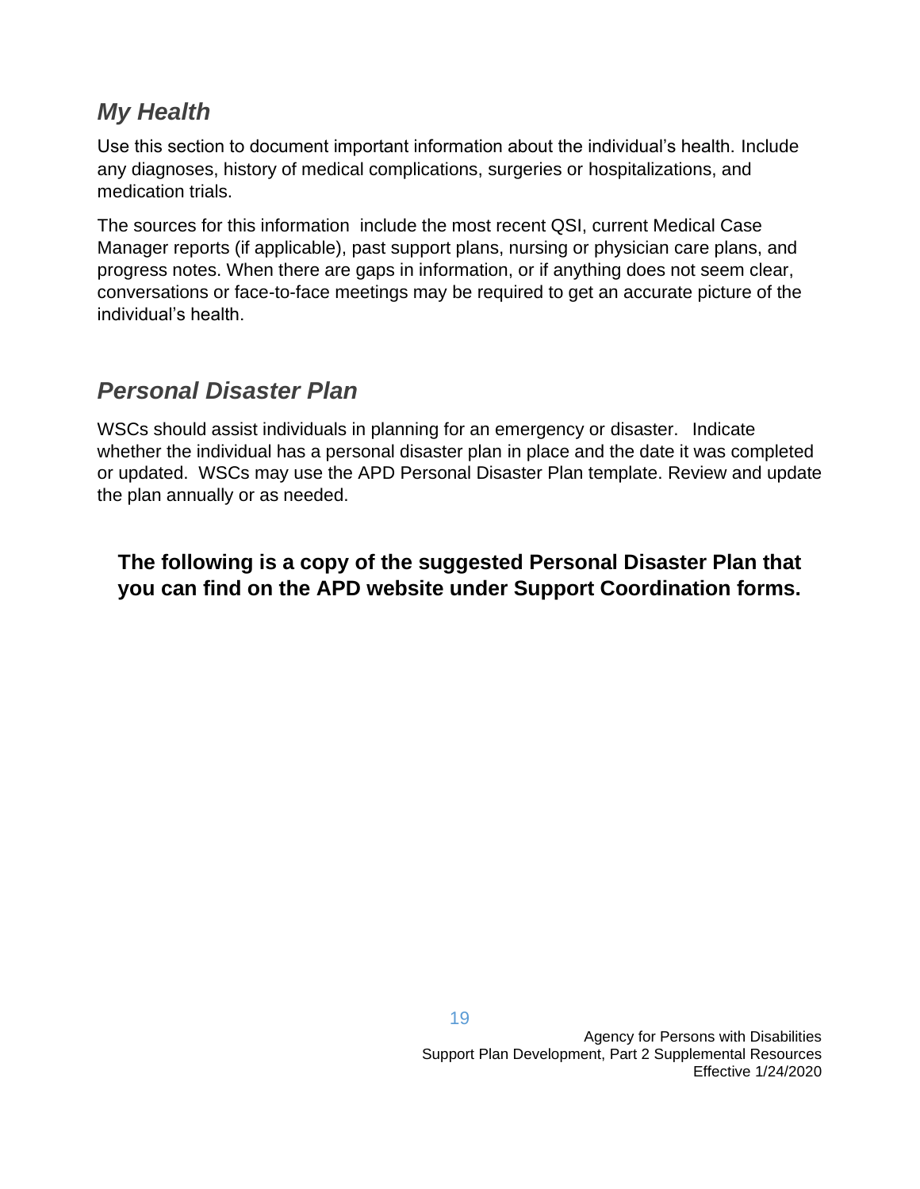## *My Health*

Use this section to document important information about the individual's health. Include any diagnoses, history of medical complications, surgeries or hospitalizations, and medication trials.

The sources for this information include the most recent QSI, current Medical Case Manager reports (if applicable), past support plans, nursing or physician care plans, and progress notes. When there are gaps in information, or if anything does not seem clear, conversations or face-to-face meetings may be required to get an accurate picture of the individual's health.

## *Personal Disaster Plan*

WSCs should assist individuals in planning for an emergency or disaster. Indicate whether the individual has a personal disaster plan in place and the date it was completed or updated. WSCs may use the APD Personal Disaster Plan template. Review and update the plan annually or as needed.

**The following is a copy of the suggested Personal Disaster Plan that you can find on the APD website under Support Coordination forms.**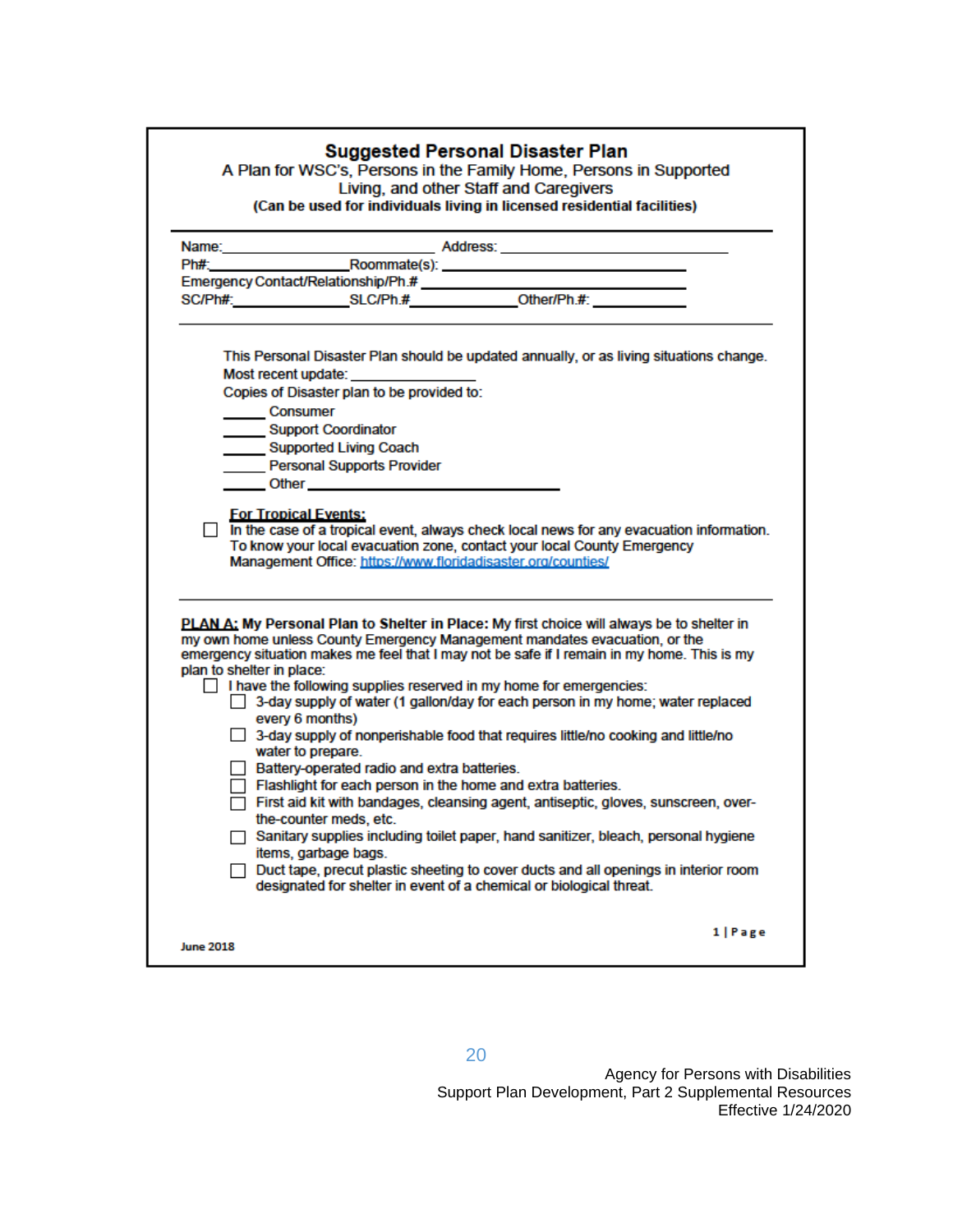## Suggested Personal Disaster Plan

A Plan for WSC's, Persons in the Family Home, Persons in Supported Living, and other Staff and Caregivers

**(Can be used for individuals living in licensed residential facilities)**

Name:______________________________ Address: ______________________________

Ph#:___________________Roommate(s): ______________________________

Emergency Contact/Relationship/Ph.# ______________________________

SC/Ph#:_________________SLC/Ph.#_______________Other/Ph.#: ____________

---

This Personal Disaster Plan should be updated annually, or as living situations change.

Most recent update: ________________

Copies of Disaster plan to be provided to:

_____ Consumer

_____ Support Coordinator

_____ Supported Living Coach

_____ Personal Supports Provider

_____ Other ______________________________

**For Tropical Events:**

- [ ] In the case of a tropical event, always check local news for any evacuation information. To know your local evacuation zone, contact your local County Emergency Management Office: https://www.floridadisaster.org/counties/

---

**PLAN A: My Personal Plan to Shelter in Place:** My first choice will always be to shelter in my own home unless County Emergency Management mandates evacuation, or the emergency situation makes me feel that I may not be safe if I remain in my home. This is my plan to shelter in place:

- [ ] I have the following supplies reserved in my home for emergencies:
  - [ ] 3-day supply of water (1 gallon/day for each person in my home; water replaced every 6 months)
  - [ ] 3-day supply of nonperishable food that requires little/no cooking and little/no water to prepare.
  - [ ] Battery-operated radio and extra batteries.
  - [ ] Flashlight for each person in the home and extra batteries.
  - [ ] First aid kit with bandages, cleansing agent, antiseptic, gloves, sunscreen, over-the-counter meds, etc.
  - [ ] Sanitary supplies including toilet paper, hand sanitizer, bleach, personal hygiene items, garbage bags.
  - [ ] Duct tape, precut plastic sheeting to cover ducts and all openings in interior room designated for shelter in event of a chemical or biological threat.

June 2018

Agency for Persons with Disabilities
Support Plan Development, Part 2 Supplemental Resources
Effective 1/24/2020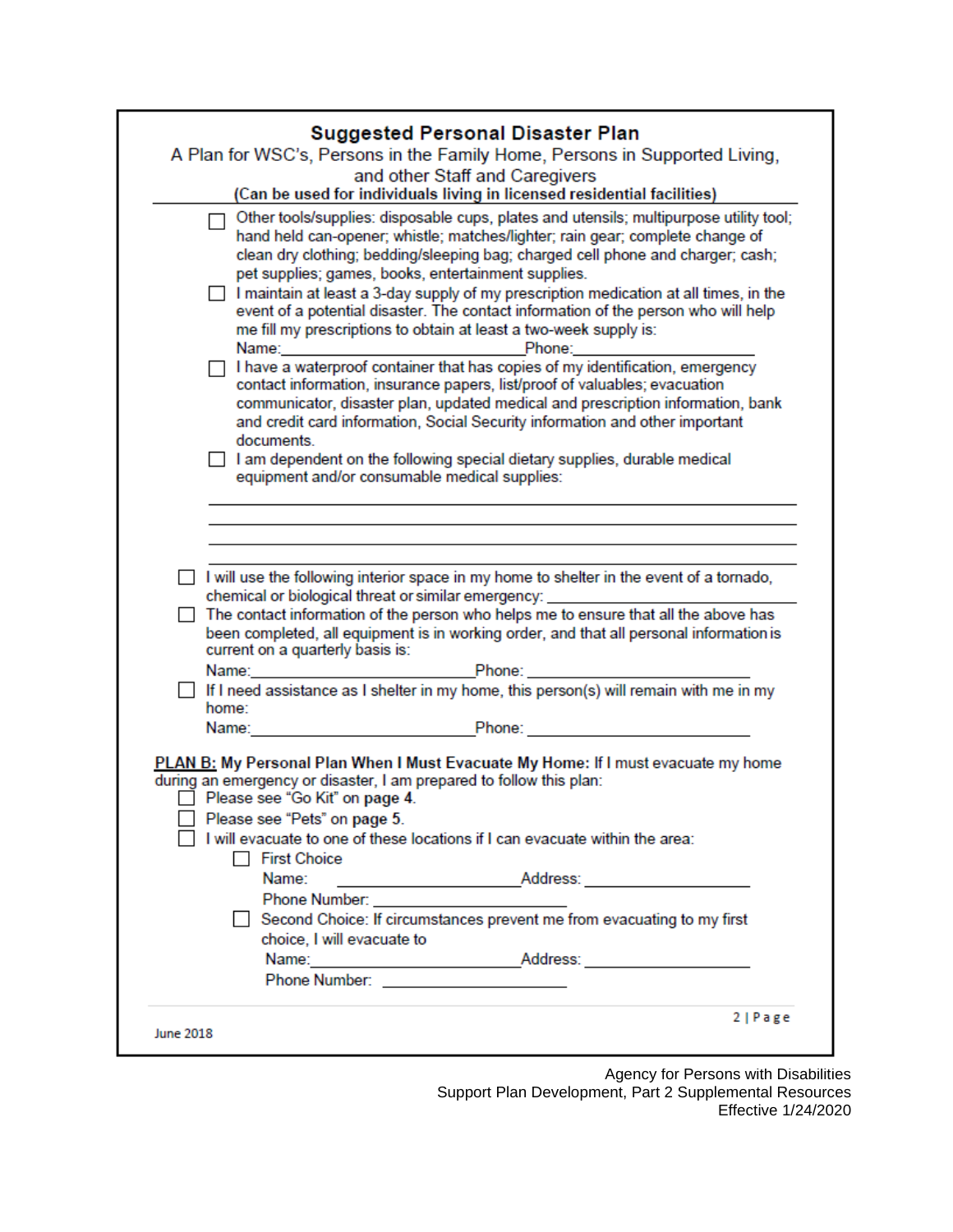## Suggested Personal Disaster Plan

A Plan for WSC's, Persons in the Family Home, Persons in Supported Living, and other Staff and Caregivers

**(Can be used for individuals living in licensed residential facilities)**

- ☐ Other tools/supplies: disposable cups, plates and utensils; multipurpose utility tool; hand held can-opener; whistle; matches/lighter; rain gear; complete change of clean dry clothing; bedding/sleeping bag; charged cell phone and charger; cash; pet supplies; games, books, entertainment supplies.
- ☐ I maintain at least a 3-day supply of my prescription medication at all times, in the event of a potential disaster. The contact information of the person who will help me fill my prescriptions to obtain at least a two-week supply is:
  Name:_________________________ Phone:_________________________
- ☐ I have a waterproof container that has copies of my identification, emergency contact information, insurance papers, list/proof of valuables; evacuation communicator, disaster plan, updated medical and prescription information, bank and credit card information, Social Security information and other important documents.
- ☐ I am dependent on the following special dietary supplies, durable medical equipment and/or consumable medical supplies:

  ________________________________________________________________

  ________________________________________________________________

  ________________________________________________________________

  ________________________________________________________________

- ☐ I will use the following interior space in my home to shelter in the event of a tornado, chemical or biological threat or similar emergency: _________________________
- ☐ The contact information of the person who helps me to ensure that all the above has been completed, all equipment is in working order, and that all personal information is current on a quarterly basis is:
  Name:_________________________ Phone: _________________________
- ☐ If I need assistance as I shelter in my home, this person(s) will remain with me in my home:
  Name:_________________________ Phone: _________________________

**PLAN B: My Personal Plan When I Must Evacuate My Home:** If I must evacuate my home during an emergency or disaster, I am prepared to follow this plan:

- ☐ Please see "Go Kit" on **page 4**.
- ☐ Please see "Pets" on **page 5**.
- ☐ I will evacuate to one of these locations if I can evacuate within the area:
  - ☐ First Choice
    Name: _________________________ Address: _________________________
    Phone Number: _________________________
  - ☐ Second Choice: If circumstances prevent me from evacuating to my first choice, I will evacuate to
    Name:_________________________ Address: _________________________
    Phone Number: _________________________

June 2018

Agency for Persons with Disabilities
Support Plan Development, Part 2 Supplemental Resources
Effective 1/24/2020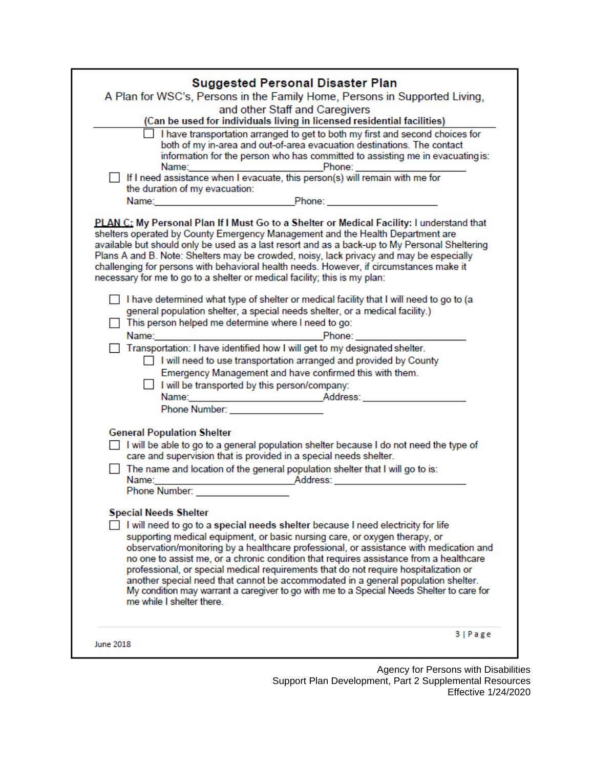## Suggested Personal Disaster Plan

A Plan for WSC's, Persons in the Family Home, Persons in Supported Living, and other Staff and Caregivers

**(Can be used for individuals living in licensed residential facilities)**

- ☐ I have transportation arranged to get to both my first and second choices for both of my in-area and out-of-area evacuation destinations. The contact information for the person who has committed to assisting me in evacuating is:
  Name:_______________________ Phone: ___________________

☐ If I need assistance when I evacuate, this person(s) will remain with me for the duration of my evacuation:
Name:_______________________ Phone: ___________________

**PLAN C: My Personal Plan If I Must Go to a Shelter or Medical Facility:** I understand that shelters operated by County Emergency Management and the Health Department are available but should only be used as a last resort and as a back-up to My Personal Sheltering Plans A and B. Note: Shelters may be crowded, noisy, lack privacy and may be especially challenging for persons with behavioral health needs. However, if circumstances make it necessary for me to go to a shelter or medical facility; this is my plan:

☐ I have determined what type of shelter or medical facility that I will need to go to (a general population shelter, a special needs shelter, or a medical facility.)

☐ This person helped me determine where I need to go:
Name:_______________________ Phone: ___________________

☐ Transportation: I have identified how I will get to my designated shelter.

- ☐ I will need to use transportation arranged and provided by County Emergency Management and have confirmed this with them.
- ☐ I will be transported by this person/company:
  Name:_______________________ Address: ___________________
  Phone Number: ________________

**General Population Shelter**

☐ I will be able to go to a general population shelter because I do not need the type of care and supervision that is provided in a special needs shelter.

☐ The name and location of the general population shelter that I will go to is:
Name:_______________________ Address: ___________________
Phone Number: ________________

**Special Needs Shelter**

☐ I will need to go to a **special needs shelter** because I need electricity for life supporting medical equipment, or basic nursing care, or oxygen therapy, or observation/monitoring by a healthcare professional, or assistance with medication and no one to assist me, or a chronic condition that requires assistance from a healthcare professional, or special medical requirements that do not require hospitalization or another special need that cannot be accommodated in a general population shelter. My condition may warrant a caregiver to go with me to a Special Needs Shelter to care for me while I shelter there.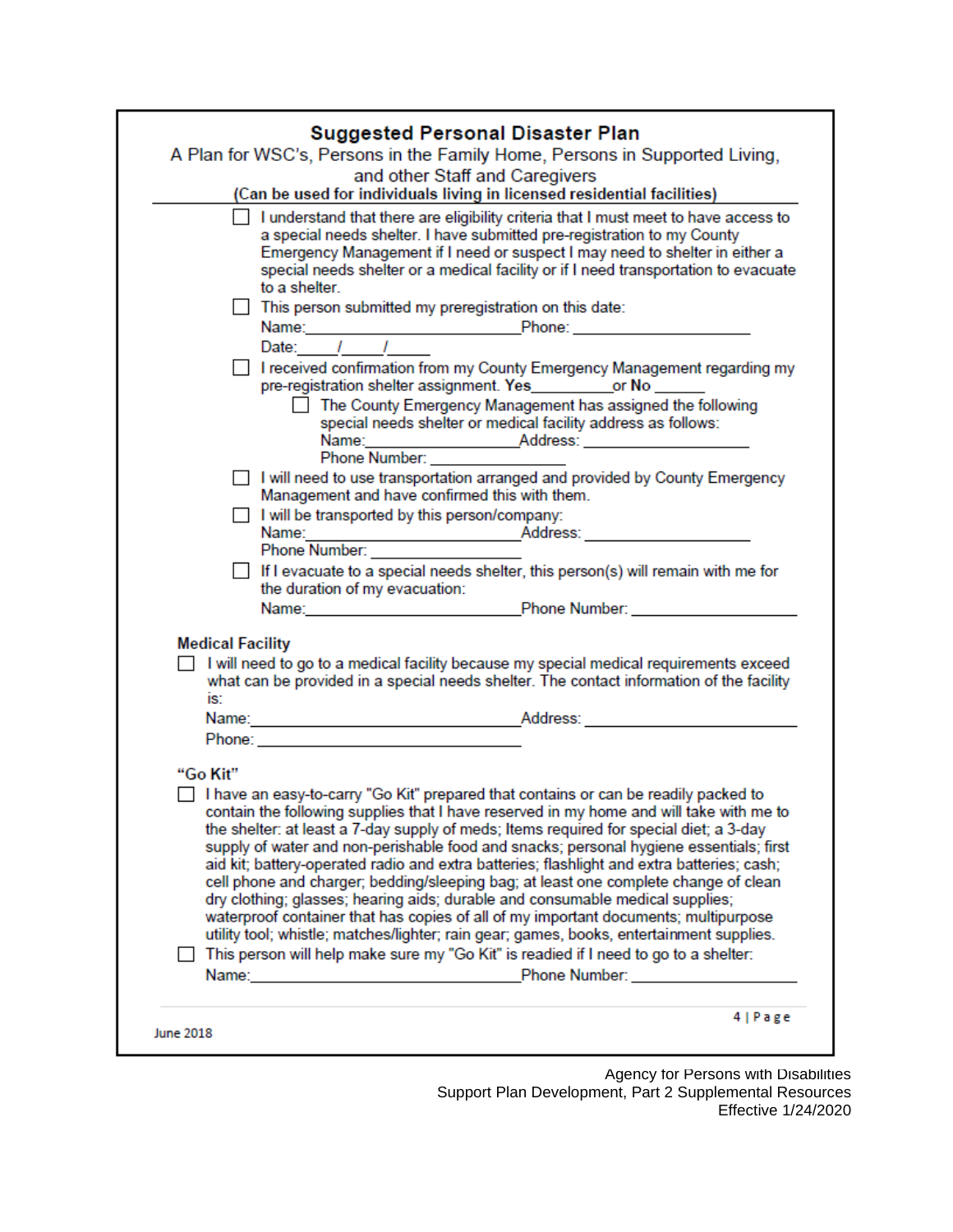## Suggested Personal Disaster Plan

A Plan for WSC's, Persons in the Family Home, Persons in Supported Living, and other Staff and Caregivers

**(Can be used for individuals living in licensed residential facilities)**

- ☐ I understand that there are eligibility criteria that I must meet to have access to a special needs shelter. I have submitted pre-registration to my County Emergency Management if I need or suspect I may need to shelter in either a special needs shelter or a medical facility or if I need transportation to evacuate to a shelter.
- ☐ This person submitted my preregistration on this date:
  Name:\_\_\_\_\_\_\_\_\_\_\_\_\_\_\_\_\_\_\_\_\_\_\_\_ Phone: \_\_\_\_\_\_\_\_\_\_\_\_\_\_\_\_\_\_\_\_
  Date:\_\_\_\_/\_\_\_\_/\_\_\_\_
- ☐ I received confirmation from my County Emergency Management regarding my pre-registration shelter assignment. **Yes**\_\_\_\_\_\_\_\_\_\_or **No** \_\_\_\_\_\_
  - ☐ The County Emergency Management has assigned the following special needs shelter or medical facility address as follows:
    Name:\_\_\_\_\_\_\_\_\_\_\_\_\_\_\_\_\_\_ Address: \_\_\_\_\_\_\_\_\_\_\_\_\_\_\_\_\_\_\_\_
    Phone Number: \_\_\_\_\_\_\_\_\_\_\_\_\_\_\_\_
- ☐ I will need to use transportation arranged and provided by County Emergency Management and have confirmed this with them.
- ☐ I will be transported by this person/company:
  Name:\_\_\_\_\_\_\_\_\_\_\_\_\_\_\_\_\_\_\_\_\_\_\_\_ Address: \_\_\_\_\_\_\_\_\_\_\_\_\_\_\_\_\_\_\_\_
  Phone Number: \_\_\_\_\_\_\_\_\_\_\_\_\_\_\_\_
- ☐ If I evacuate to a special needs shelter, this person(s) will remain with me for the duration of my evacuation:
  Name:\_\_\_\_\_\_\_\_\_\_\_\_\_\_\_\_\_\_\_\_\_\_\_\_ Phone Number: \_\_\_\_\_\_\_\_\_\_\_\_\_\_\_\_\_\_\_\_

**Medical Facility**

- ☐ I will need to go to a medical facility because my special medical requirements exceed what can be provided in a special needs shelter. The contact information of the facility is:
  Name:\_\_\_\_\_\_\_\_\_\_\_\_\_\_\_\_\_\_\_\_\_\_\_\_\_\_\_\_ Address: \_\_\_\_\_\_\_\_\_\_\_\_\_\_\_\_\_\_\_\_\_\_\_\_
  Phone: \_\_\_\_\_\_\_\_\_\_\_\_\_\_\_\_\_\_\_\_\_\_\_\_\_\_\_\_

**"Go Kit"**

- ☐ I have an easy-to-carry "Go Kit" prepared that contains or can be readily packed to contain the following supplies that I have reserved in my home and will take with me to the shelter: at least a 7-day supply of meds; Items required for special diet; a 3-day supply of water and non-perishable food and snacks; personal hygiene essentials; first aid kit; battery-operated radio and extra batteries; flashlight and extra batteries; cash; cell phone and charger; bedding/sleeping bag; at least one complete change of clean dry clothing; glasses; hearing aids; durable and consumable medical supplies; waterproof container that has copies of all of my important documents; multipurpose utility tool; whistle; matches/lighter; rain gear; games, books, entertainment supplies.
- ☐ This person will help make sure my "Go Kit" is readied if I need to go to a shelter:
  Name:\_\_\_\_\_\_\_\_\_\_\_\_\_\_\_\_\_\_\_\_\_\_\_\_\_\_\_\_ Phone Number: \_\_\_\_\_\_\_\_\_\_\_\_\_\_\_\_\_\_\_\_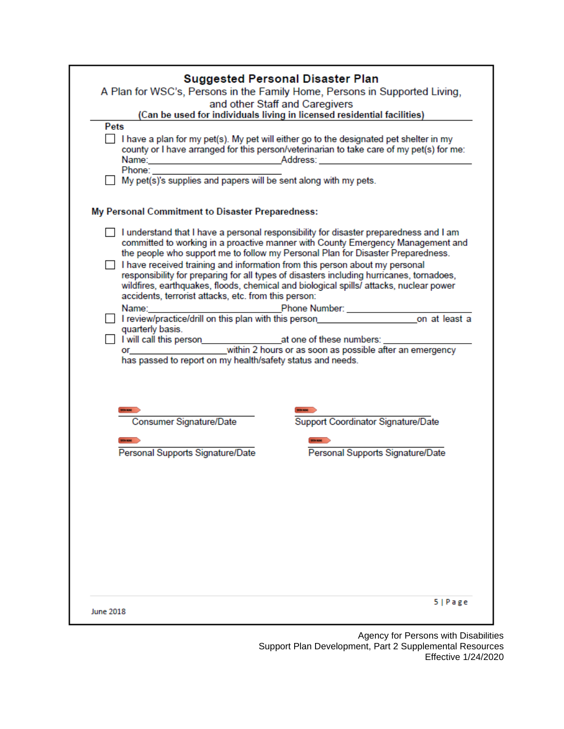# Suggested Personal Disaster Plan

A Plan for WSC's, Persons in the Family Home, Persons in Supported Living, and other Staff and Caregivers

**(Can be used for individuals living in licensed residential facilities)**

**Pets**

- ☐ I have a plan for my pet(s). My pet will either go to the designated pet shelter in my county or I have arranged for this person/veterinarian to take care of my pet(s) for me:
  Name:_______________________________Address: ________________________________
  Phone: ______________________________
- ☐ My pet(s)'s supplies and papers will be sent along with my pets.

**My Personal Commitment to Disaster Preparedness:**

- ☐ I understand that I have a personal responsibility for disaster preparedness and I am committed to working in a proactive manner with County Emergency Management and the people who support me to follow my Personal Plan for Disaster Preparedness.
- ☐ I have received training and information from this person about my personal responsibility for preparing for all types of disasters including hurricanes, tornadoes, wildfires, earthquakes, floods, chemical and biological spills/ attacks, nuclear power accidents, terrorist attacks, etc. from this person:
  Name:_______________________________Phone Number: ___________________________
- ☐ I review/practice/drill on this plan with this person______________________on at least a quarterly basis.
- ☐ I will call this person__________________at one of these numbers: ________________ or_______________________within 2 hours or as soon as possible after an emergency has passed to report on my health/safety status and needs.

_______________________________
Consumer Signature/Date

_______________________________
Support Coordinator Signature/Date

_______________________________
Personal Supports Signature/Date

_______________________________
Personal Supports Signature/Date

June 2018

Agency for Persons with Disabilities
Support Plan Development, Part 2 Supplemental Resources
Effective 1/24/2020